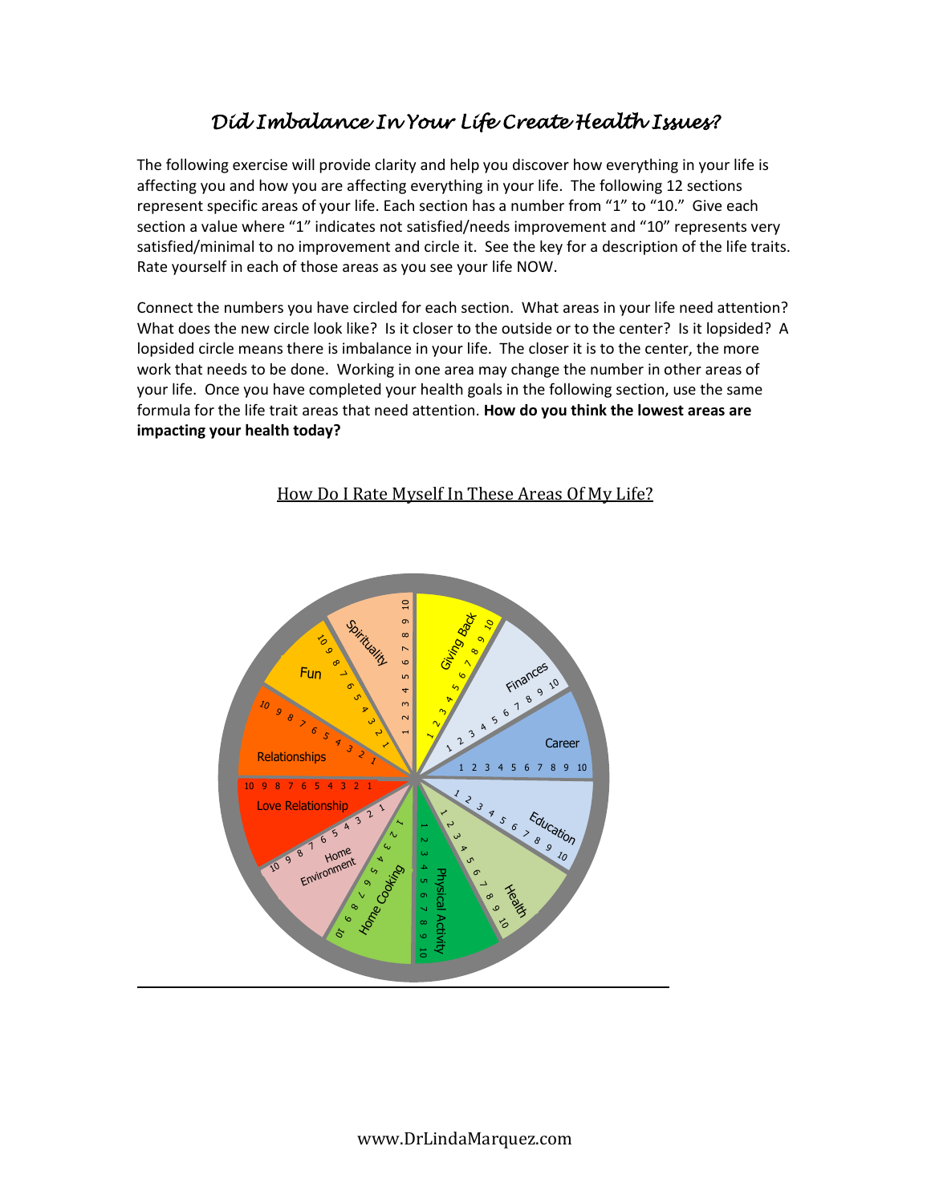# *Did Imbalance In Your Life Create Health Issues?*

The following exercise will provide clarity and help you discover how everything in your life is affecting you and how you are affecting everything in your life. The following 12 sections represent specific areas of your life. Each section has a number from "1" to "10." Give each section a value where "1" indicates not satisfied/needs improvement and "10" represents very satisfied/minimal to no improvement and circle it. See the key for a description of the life traits. Rate yourself in each of those areas as you see your life NOW.

Connect the numbers you have circled for each section. What areas in your life need attention? What does the new circle look like? Is it closer to the outside or to the center? Is it lopsided? A lopsided circle means there is imbalance in your life. The closer it is to the center, the more work that needs to be done. Working in one area may change the number in other areas of your life. Once you have completed your health goals in the following section, use the same formula for the life trait areas that need attention. **How do you think the lowest areas are impacting your health today?**

How Do I Rate Myself In These Areas Of My Life?

Giving Back 1 2 3 4 5 6 7 8 9 10

Finances 1 2 3 4 5 6 7 8 9 10

Career 1 2 3 4 5 6 7 8 9 10

Education 1 2 3 4 5 6 7 8 9 10

Health 1 2 3 4 5 6 7 8 9 10

Physical Activity 1 2 3 4 5 6 7 8 9 10

Home Cooking 1 2 3 4 5 6 7 8 9 10

Home Environment 1 2 3 4 5 6 7 8 9 10

Love Relationship 1 2 3 4 5 6 7 8 9 10

Relationships 1 2 3 4 5 6 7 8 9 10

Fun 1 2 3 4 5 6 7 8 9 10

Spirituality 1 2 3 4 5 6 7 8 9 10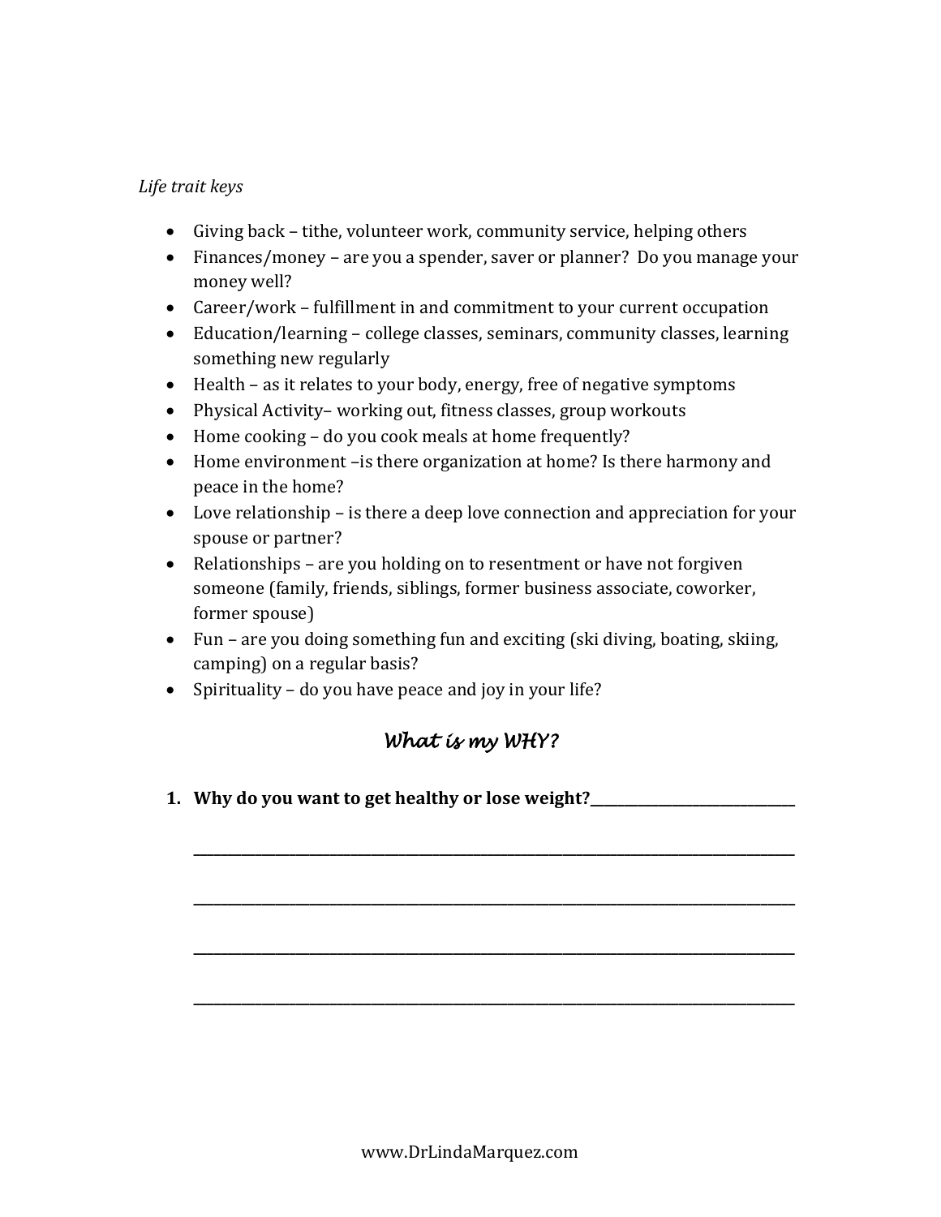*Life trait keys*

- Giving back – tithe, volunteer work, community service, helping others
- Finances/money – are you a spender, saver or planner? Do you manage your money well?
- Career/work – fulfillment in and commitment to your current occupation
- Education/learning – college classes, seminars, community classes, learning something new regularly
- Health – as it relates to your body, energy, free of negative symptoms
- Physical Activity– working out, fitness classes, group workouts
- Home cooking – do you cook meals at home frequently?
- Home environment –is there organization at home? Is there harmony and peace in the home?
- Love relationship – is there a deep love connection and appreciation for your spouse or partner?
- Relationships – are you holding on to resentment or have not forgiven someone (family, friends, siblings, former business associate, coworker, former spouse)
- Fun – are you doing something fun and exciting (ski diving, boating, skiing, camping) on a regular basis?
- Spirituality – do you have peace and joy in your life?

## *What is my WHY?*

1. **Why do you want to get healthy or lose weight?______________________________**

   ______________________________________________________________________________

   ______________________________________________________________________________

   ______________________________________________________________________________

   ______________________________________________________________________________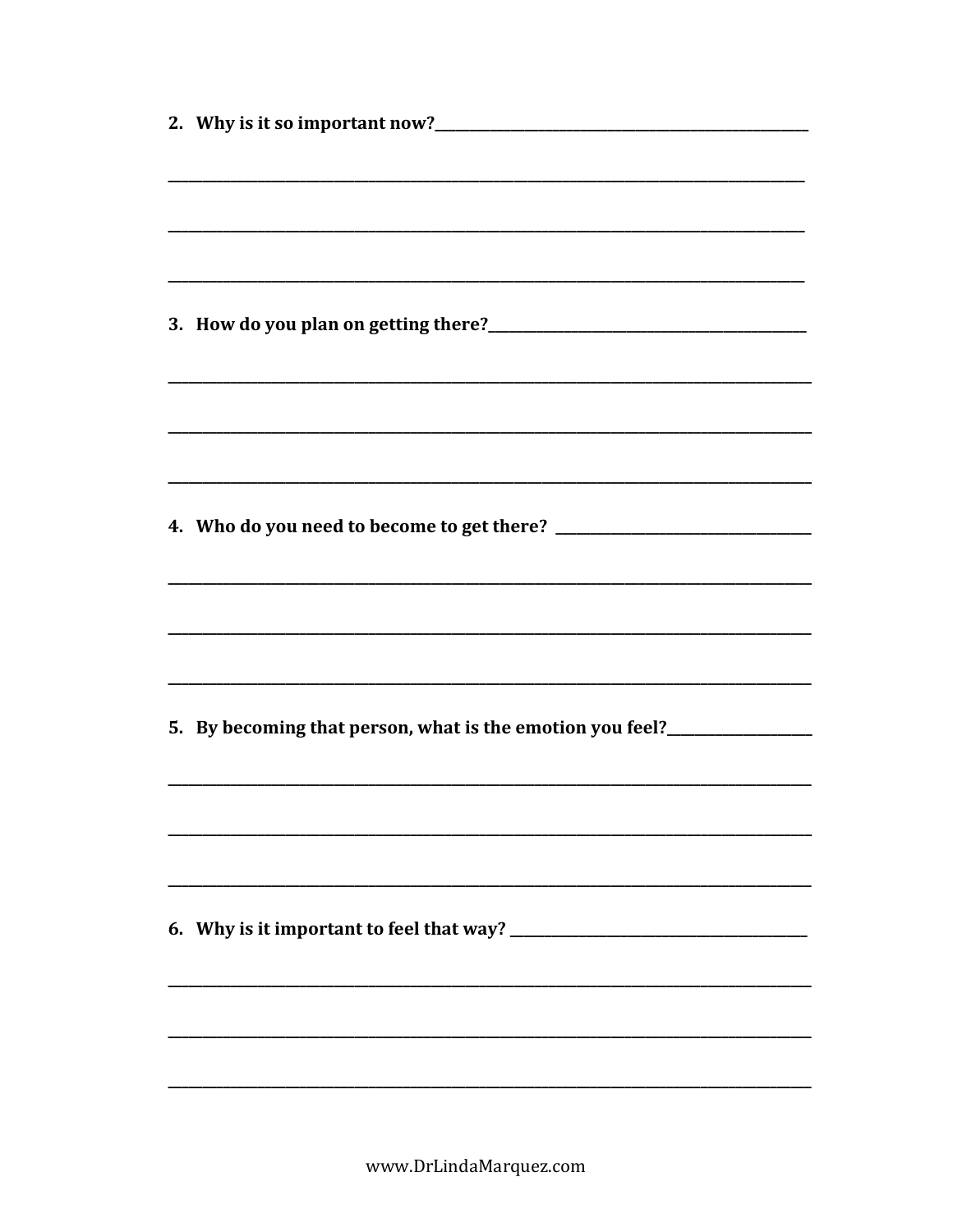2. **Why is it so important now?**______________________________________________

_______________________________________________________________________________

_______________________________________________________________________________

_______________________________________________________________________________

3. **How do you plan on getting there?**_________________________________________

_______________________________________________________________________________

_______________________________________________________________________________

_______________________________________________________________________________

4. **Who do you need to become to get there?** ____________________________________

_______________________________________________________________________________

_______________________________________________________________________________

_______________________________________________________________________________

5. **By becoming that person, what is the emotion you feel?**___________________

_______________________________________________________________________________

_______________________________________________________________________________

_______________________________________________________________________________

6. **Why is it important to feel that way?** _______________________________________

_______________________________________________________________________________

_______________________________________________________________________________

_______________________________________________________________________________

www.DrLindaMarquez.com